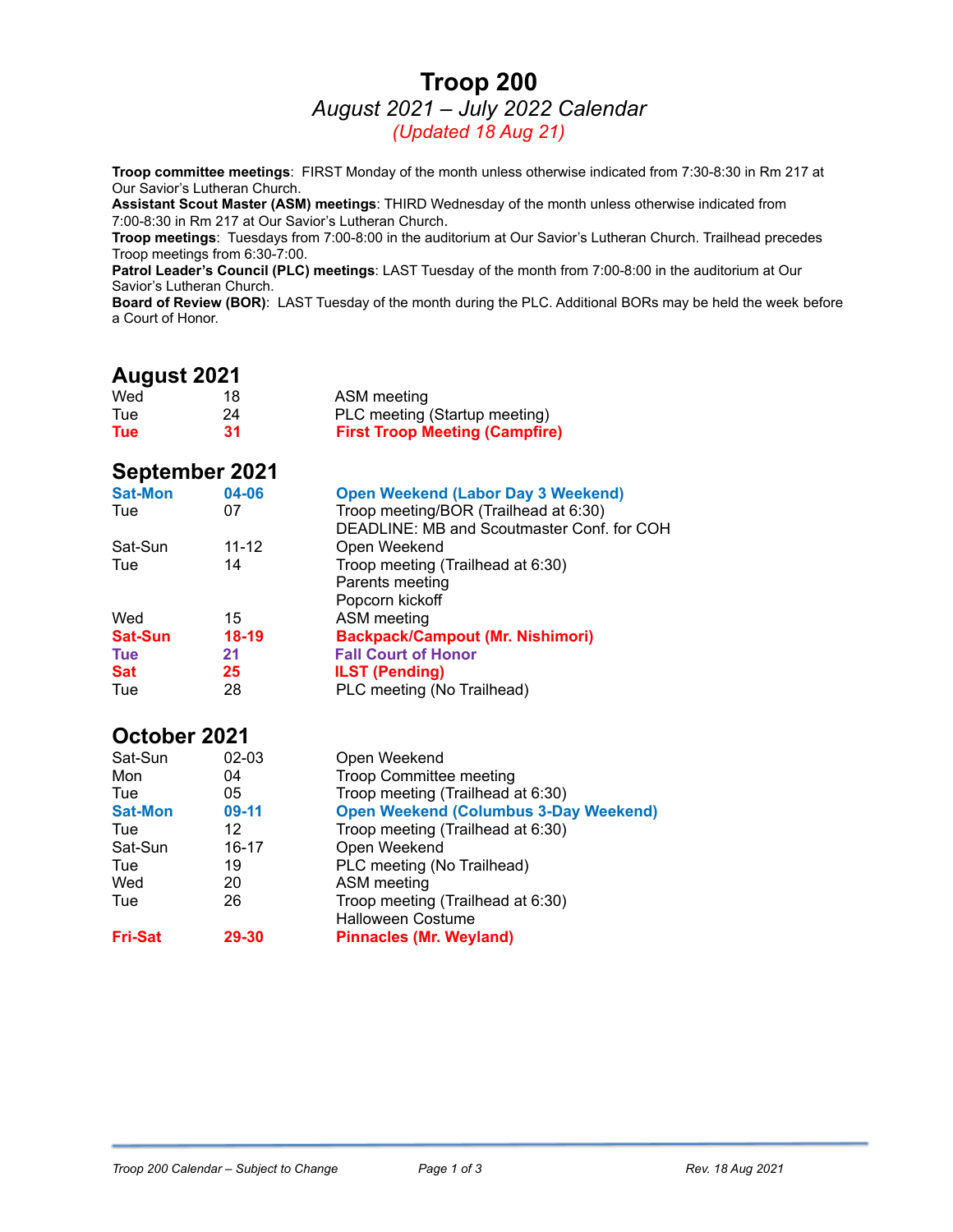# Troop 200

## *August 2021 – July 2022 Calendar*

*(Updated 18 Aug 21)*

**Troop committee meetings**: FIRST Monday of the month unless otherwise indicated from 7:30-8:30 in Rm 217 at Our Savior's Lutheran Church.
**Assistant Scout Master (ASM) meetings**: THIRD Wednesday of the month unless otherwise indicated from 7:00-8:30 in Rm 217 at Our Savior's Lutheran Church.
**Troop meetings**: Tuesdays from 7:00-8:00 in the auditorium at Our Savior's Lutheran Church. Trailhead precedes Troop meetings from 6:30-7:00.
**Patrol Leader's Council (PLC) meetings**: LAST Tuesday of the month from 7:00-8:00 in the auditorium at Our Savior's Lutheran Church.
**Board of Review (BOR)**: LAST Tuesday of the month during the PLC. Additional BORs may be held the week before a Court of Honor.

## August 2021

| | | |
|---|---|---|
| Wed | 18 | ASM meeting |
| Tue | 24 | PLC meeting (Startup meeting) |
| **Tue** | **31** | **First Troop Meeting (Campfire)** |

## September 2021

| | | |
|---|---|---|
| **Sat-Mon** | **04-06** | **Open Weekend (Labor Day 3 Weekend)** |
| Tue | 07 | Troop meeting/BOR (Trailhead at 6:30)<br>DEADLINE: MB and Scoutmaster Conf. for COH |
| Sat-Sun | 11-12 | Open Weekend |
| Tue | 14 | Troop meeting (Trailhead at 6:30)<br>Parents meeting<br>Popcorn kickoff |
| Wed | 15 | ASM meeting |
| **Sat-Sun** | **18-19** | **Backpack/Campout (Mr. Nishimori)** |
| **Tue** | **21** | **Fall Court of Honor** |
| **Sat** | **25** | **ILST (Pending)** |
| Tue | 28 | PLC meeting (No Trailhead) |

## October 2021

| | | |
|---|---|---|
| Sat-Sun | 02-03 | Open Weekend |
| Mon | 04 | Troop Committee meeting |
| Tue | 05 | Troop meeting (Trailhead at 6:30) |
| **Sat-Mon** | **09-11** | **Open Weekend (Columbus 3-Day Weekend)** |
| Tue | 12 | Troop meeting (Trailhead at 6:30) |
| Sat-Sun | 16-17 | Open Weekend |
| Tue | 19 | PLC meeting (No Trailhead) |
| Wed | 20 | ASM meeting |
| Tue | 26 | Troop meeting (Trailhead at 6:30)<br>Halloween Costume |
| **Fri-Sat** | **29-30** | **Pinnacles (Mr. Weyland)** |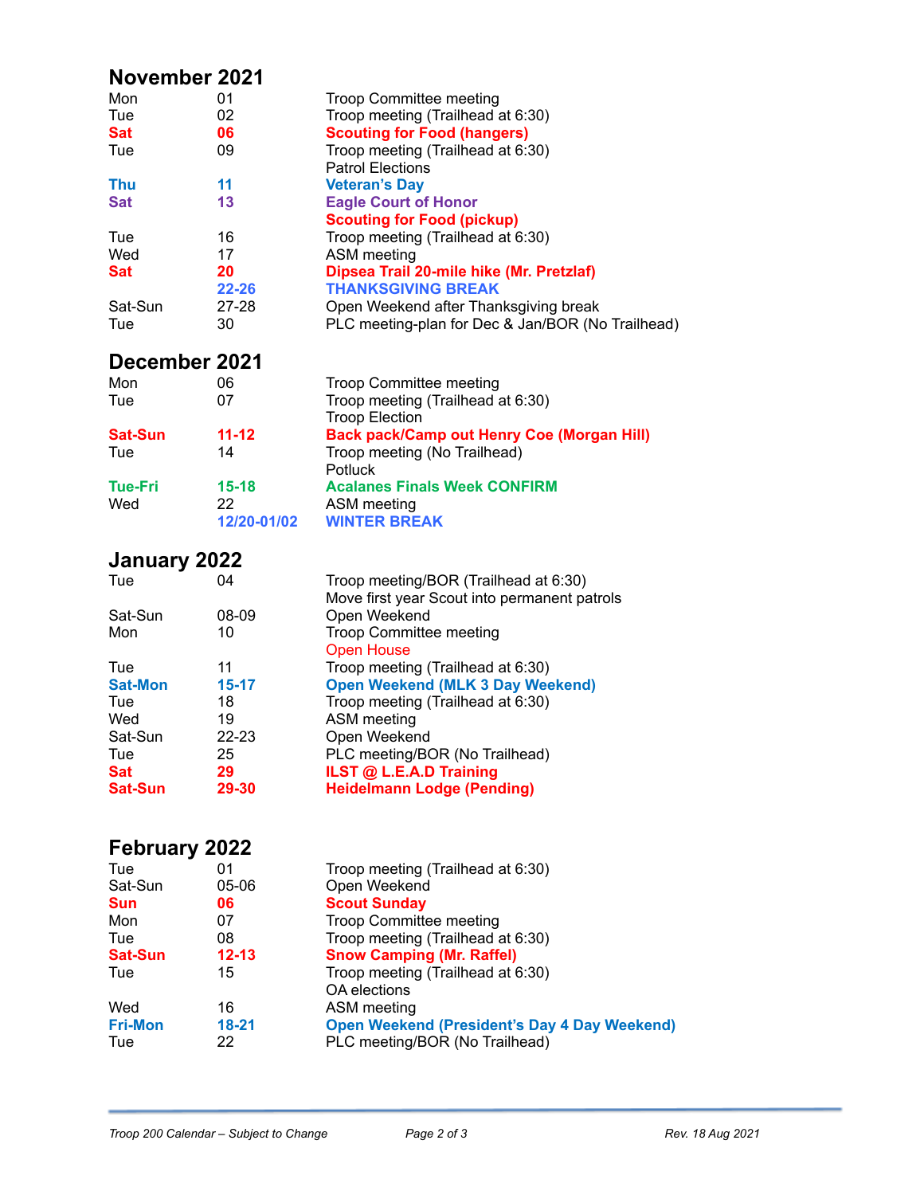## November 2021

| | | |
|---|---|---|
| Mon | 01 | Troop Committee meeting |
| Tue | 02 | Troop meeting (Trailhead at 6:30) |
| **Sat** | **06** | **Scouting for Food (hangers)** |
| Tue | 09 | Troop meeting (Trailhead at 6:30)<br>Patrol Elections |
| **Thu** | **11** | **Veteran's Day** |
| **Sat** | **13** | **Eagle Court of Honor**<br>**Scouting for Food (pickup)** |
| Tue | 16 | Troop meeting (Trailhead at 6:30) |
| Wed | 17 | ASM meeting |
| **Sat** | **20** | **Dipsea Trail 20-mile hike (Mr. Pretzlaf)** |
| | **22-26** | **THANKSGIVING BREAK** |
| Sat-Sun | 27-28 | Open Weekend after Thanksgiving break |
| Tue | 30 | PLC meeting-plan for Dec & Jan/BOR (No Trailhead) |

## December 2021

| | | |
|---|---|---|
| Mon | 06 | Troop Committee meeting |
| Tue | 07 | Troop meeting (Trailhead at 6:30)<br>Troop Election |
| **Sat-Sun** | **11-12** | **Back pack/Camp out Henry Coe (Morgan Hill)** |
| Tue | 14 | Troop meeting (No Trailhead)<br>Potluck |
| **Tue-Fri** | **15-18** | **Acalanes Finals Week CONFIRM** |
| Wed | 22 | ASM meeting |
| | **12/20-01/02** | **WINTER BREAK** |

## January 2022

| | | |
|---|---|---|
| Tue | 04 | Troop meeting/BOR (Trailhead at 6:30)<br>Move first year Scout into permanent patrols |
| Sat-Sun | 08-09 | Open Weekend |
| Mon | 10 | Troop Committee meeting<br>Open House |
| Tue | 11 | Troop meeting (Trailhead at 6:30) |
| **Sat-Mon** | **15-17** | **Open Weekend (MLK 3 Day Weekend)** |
| Tue | 18 | Troop meeting (Trailhead at 6:30) |
| Wed | 19 | ASM meeting |
| Sat-Sun | 22-23 | Open Weekend |
| Tue | 25 | PLC meeting/BOR (No Trailhead) |
| **Sat** | **29** | **ILST @ L.E.A.D Training** |
| **Sat-Sun** | **29-30** | **Heidelmann Lodge (Pending)** |

## February 2022

| | | |
|---|---|---|
| Tue | 01 | Troop meeting (Trailhead at 6:30) |
| Sat-Sun | 05-06 | Open Weekend |
| **Sun** | **06** | **Scout Sunday** |
| Mon | 07 | Troop Committee meeting |
| Tue | 08 | Troop meeting (Trailhead at 6:30) |
| **Sat-Sun** | **12-13** | **Snow Camping (Mr. Raffel)** |
| Tue | 15 | Troop meeting (Trailhead at 6:30)<br>OA elections |
| Wed | 16 | ASM meeting |
| **Fri-Mon** | **18-21** | **Open Weekend (President's Day 4 Day Weekend)** |
| Tue | 22 | PLC meeting/BOR (No Trailhead) |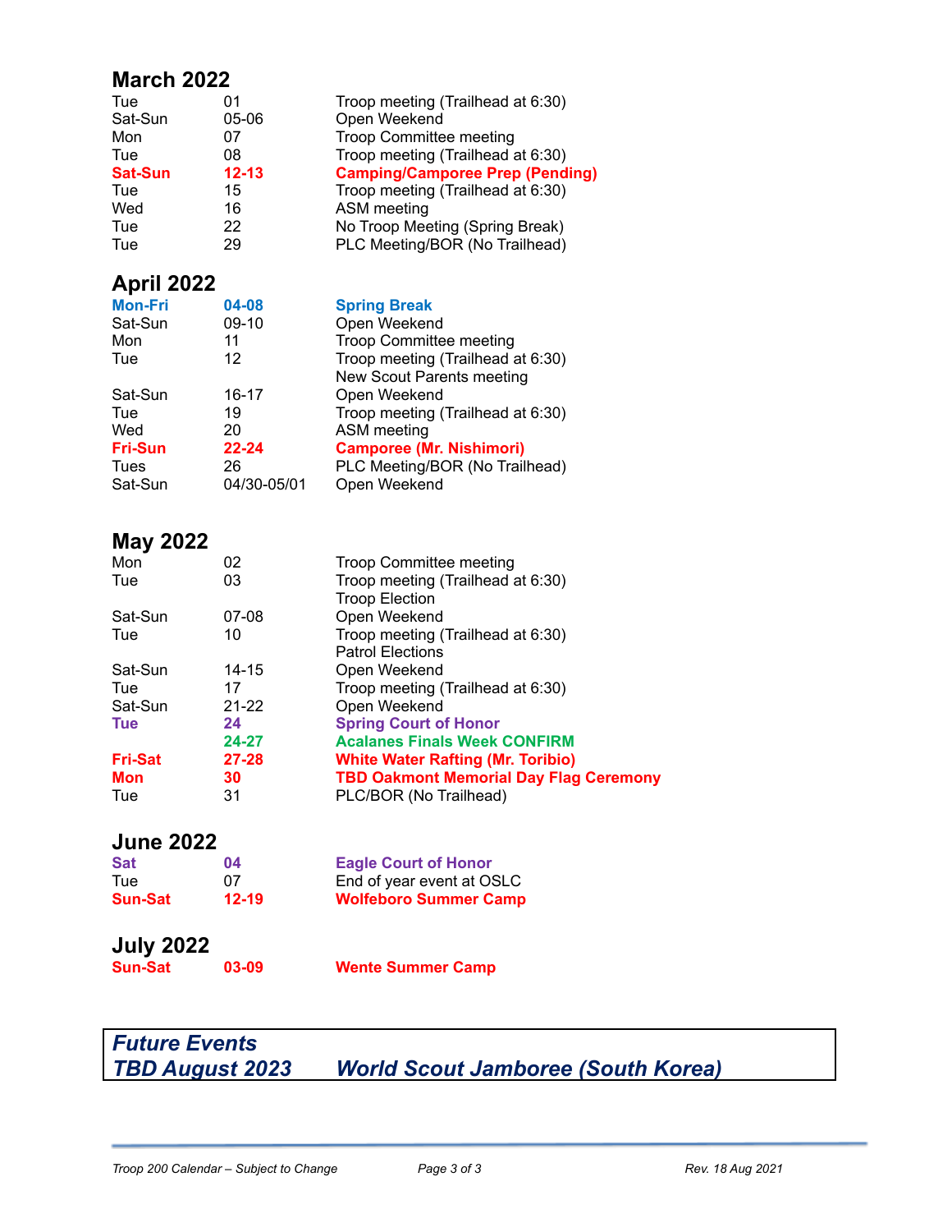## March 2022

| | | |
|---|---|---|
| Tue | 01 | Troop meeting (Trailhead at 6:30) |
| Sat-Sun | 05-06 | Open Weekend |
| Mon | 07 | Troop Committee meeting |
| Tue | 08 | Troop meeting (Trailhead at 6:30) |
| **Sat-Sun** | **12-13** | **Camping/Camporee Prep (Pending)** |
| Tue | 15 | Troop meeting (Trailhead at 6:30) |
| Wed | 16 | ASM meeting |
| Tue | 22 | No Troop Meeting (Spring Break) |
| Tue | 29 | PLC Meeting/BOR (No Trailhead) |

## April 2022

| | | |
|---|---|---|
| **Mon-Fri** | **04-08** | **Spring Break** |
| Sat-Sun | 09-10 | Open Weekend |
| Mon | 11 | Troop Committee meeting |
| Tue | 12 | Troop meeting (Trailhead at 6:30)<br>New Scout Parents meeting |
| Sat-Sun | 16-17 | Open Weekend |
| Tue | 19 | Troop meeting (Trailhead at 6:30) |
| Wed | 20 | ASM meeting |
| **Fri-Sun** | **22-24** | **Camporee (Mr. Nishimori)** |
| Tues | 26 | PLC Meeting/BOR (No Trailhead) |
| Sat-Sun | 04/30-05/01 | Open Weekend |

## May 2022

| | | |
|---|---|---|
| Mon | 02 | Troop Committee meeting |
| Tue | 03 | Troop meeting (Trailhead at 6:30)<br>Troop Election |
| Sat-Sun | 07-08 | Open Weekend |
| Tue | 10 | Troop meeting (Trailhead at 6:30)<br>Patrol Elections |
| Sat-Sun | 14-15 | Open Weekend |
| Tue | 17 | Troop meeting (Trailhead at 6:30) |
| Sat-Sun | 21-22 | Open Weekend |
| **Tue** | **24** | **Spring Court of Honor** |
| | **24-27** | **Acalanes Finals Week CONFIRM** |
| **Fri-Sat** | **27-28** | **White Water Rafting (Mr. Toribio)** |
| **Mon** | **30** | **TBD Oakmont Memorial Day Flag Ceremony** |
| Tue | 31 | PLC/BOR (No Trailhead) |

## June 2022

| | | |
|---|---|---|
| **Sat** | **04** | **Eagle Court of Honor** |
| Tue | 07 | End of year event at OSLC |
| **Sun-Sat** | **12-19** | **Wolfeboro Summer Camp** |

## July 2022

| | | |
|---|---|---|
| **Sun-Sat** | **03-09** | **Wente Summer Camp** |

***Future Events***

***TBD August 2023 — World Scout Jamboree (South Korea)***

*Troop 200 Calendar – Subject to Change* — *Rev. 18 Aug 2021*